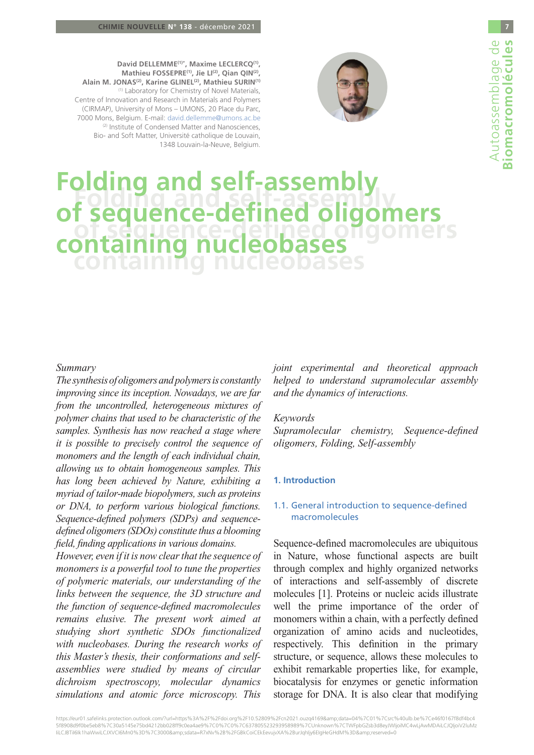David DELLEMME[(1)*], Maxime LECLERCQ[(1)], Mathieu FOSSEPRE[(1)], Jie LI[(2)], Qian QIN[(2)], Alain M. JONAS[(2)], Karine GLINEL[(2)], Mathieu SURIN[(1)]

[(1)] Laboratory for Chemistry of Novel Materials, Centre of Innovation and Research in Materials and Polymers (CIRMAP), University of Mons – UMONS, 20 Place du Parc, 7000 Mons, Belgium. E-mail: david.dellemme@umons.ac.be

[(2)] Institute of Condensed Matter and Nanosciences, Bio- and Soft Matter, Université catholique de Louvain, 1348 Louvain-la-Neuve, Belgium.

# Folding and self-assembly of sequence-defined oligomers containing nucleobases

*Summary*

*The synthesis of oligomers and polymers is constantly improving since its inception. Nowadays, we are far from the uncontrolled, heterogeneous mixtures of polymer chains that used to be characteristic of the samples. Synthesis has now reached a stage where it is possible to precisely control the sequence of monomers and the length of each individual chain, allowing us to obtain homogeneous samples. This has long been achieved by Nature, exhibiting a myriad of tailor-made biopolymers, such as proteins or DNA, to perform various biological functions. Sequence-defined polymers (SDPs) and sequence-defined oligomers (SDOs) constitute thus a blooming field, finding applications in various domains.*

*However, even if it is now clear that the sequence of monomers is a powerful tool to tune the properties of polymeric materials, our understanding of the links between the sequence, the 3D structure and the function of sequence-defined macromolecules remains elusive. The present work aimed at studying short synthetic SDOs functionalized with nucleobases. During the research works of this Master's thesis, their conformations and self-assemblies were studied by means of circular dichroism spectroscopy, molecular dynamics simulations and atomic force microscopy. This joint experimental and theoretical approach helped to understand supramolecular assembly and the dynamics of interactions.*

*Keywords*

*Supramolecular chemistry, Sequence-defined oligomers, Folding, Self-assembly*

## 1. Introduction

### 1.1. General introduction to sequence-defined macromolecules

Sequence-defined macromolecules are ubiquitous in Nature, whose functional aspects are built through complex and highly organized networks of interactions and self-assembly of discrete molecules [1]. Proteins or nucleic acids illustrate well the prime importance of the order of monomers within a chain, with a perfectly defined organization of amino acids and nucleotides, respectively. This definition in the primary structure, or sequence, allows these molecules to exhibit remarkable properties like, for example, biocatalysis for enzymes or genetic information storage for DNA. It is also clear that modifying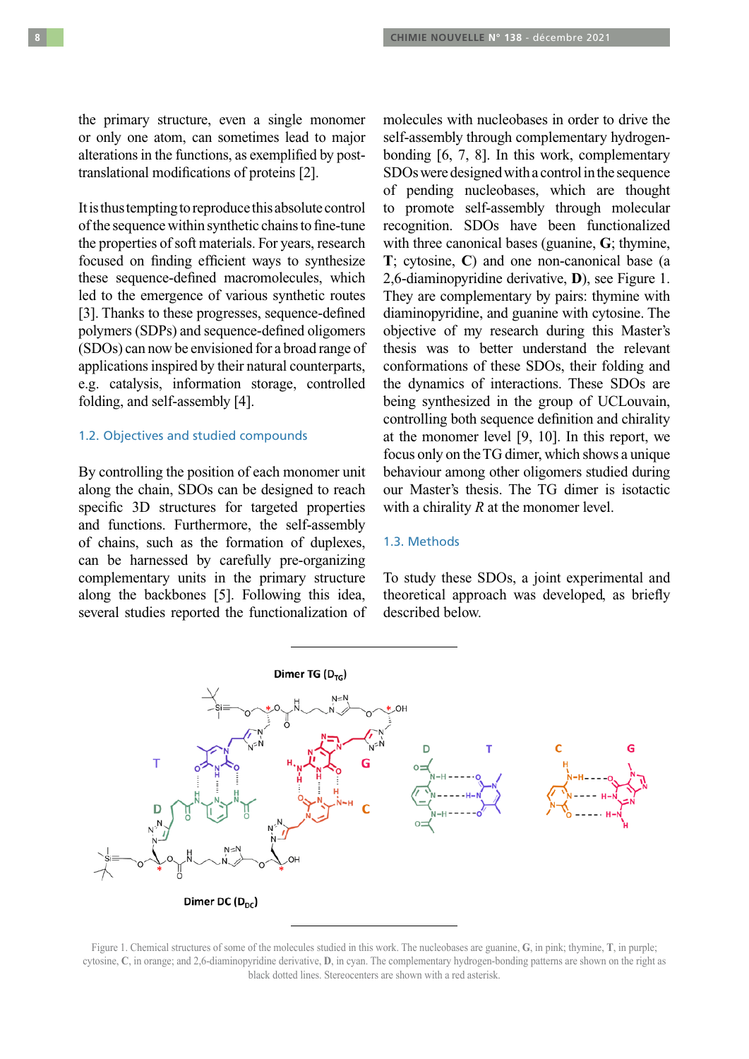the primary structure, even a single monomer or only one atom, can sometimes lead to major alterations in the functions, as exemplified by post-translational modifications of proteins [2].

It is thus tempting to reproduce this absolute control of the sequence within synthetic chains to fine-tune the properties of soft materials. For years, research focused on finding efficient ways to synthesize these sequence-defined macromolecules, which led to the emergence of various synthetic routes [3]. Thanks to these progresses, sequence-defined polymers (SDPs) and sequence-defined oligomers (SDOs) can now be envisioned for a broad range of applications inspired by their natural counterparts, e.g. catalysis, information storage, controlled folding, and self-assembly [4].

### 1.2. Objectives and studied compounds

By controlling the position of each monomer unit along the chain, SDOs can be designed to reach specific 3D structures for targeted properties and functions. Furthermore, the self-assembly of chains, such as the formation of duplexes, can be harnessed by carefully pre-organizing complementary units in the primary structure along the backbones [5]. Following this idea, several studies reported the functionalization of molecules with nucleobases in order to drive the self-assembly through complementary hydrogen-bonding [6, 7, 8]. In this work, complementary SDOs were designed with a control in the sequence of pending nucleobases, which are thought to promote self-assembly through molecular recognition. SDOs have been functionalized with three canonical bases (guanine, **G**; thymine, **T**; cytosine, **C**) and one non-canonical base (a 2,6-diaminopyridine derivative, **D**), see Figure 1. They are complementary by pairs: thymine with diaminopyridine, and guanine with cytosine. The objective of my research during this Master's thesis was to better understand the relevant conformations of these SDOs, their folding and the dynamics of interactions. These SDOs are being synthesized in the group of UCLouvain, controlling both sequence definition and chirality at the monomer level [9, 10]. In this report, we focus only on the TG dimer, which shows a unique behaviour among other oligomers studied during our Master's thesis. The TG dimer is isotactic with a chirality *R* at the monomer level.

### 1.3. Methods

To study these SDOs, a joint experimental and theoretical approach was developed, as briefly described below.

Figure 1. Chemical structures of some of the molecules studied in this work. The nucleobases are guanine, **G**, in pink; thymine, **T**, in purple; cytosine, **C**, in orange; and 2,6-diaminopyridine derivative, **D**, in cyan. The complementary hydrogen-bonding patterns are shown on the right as black dotted lines. Stereocenters are shown with a red asterisk.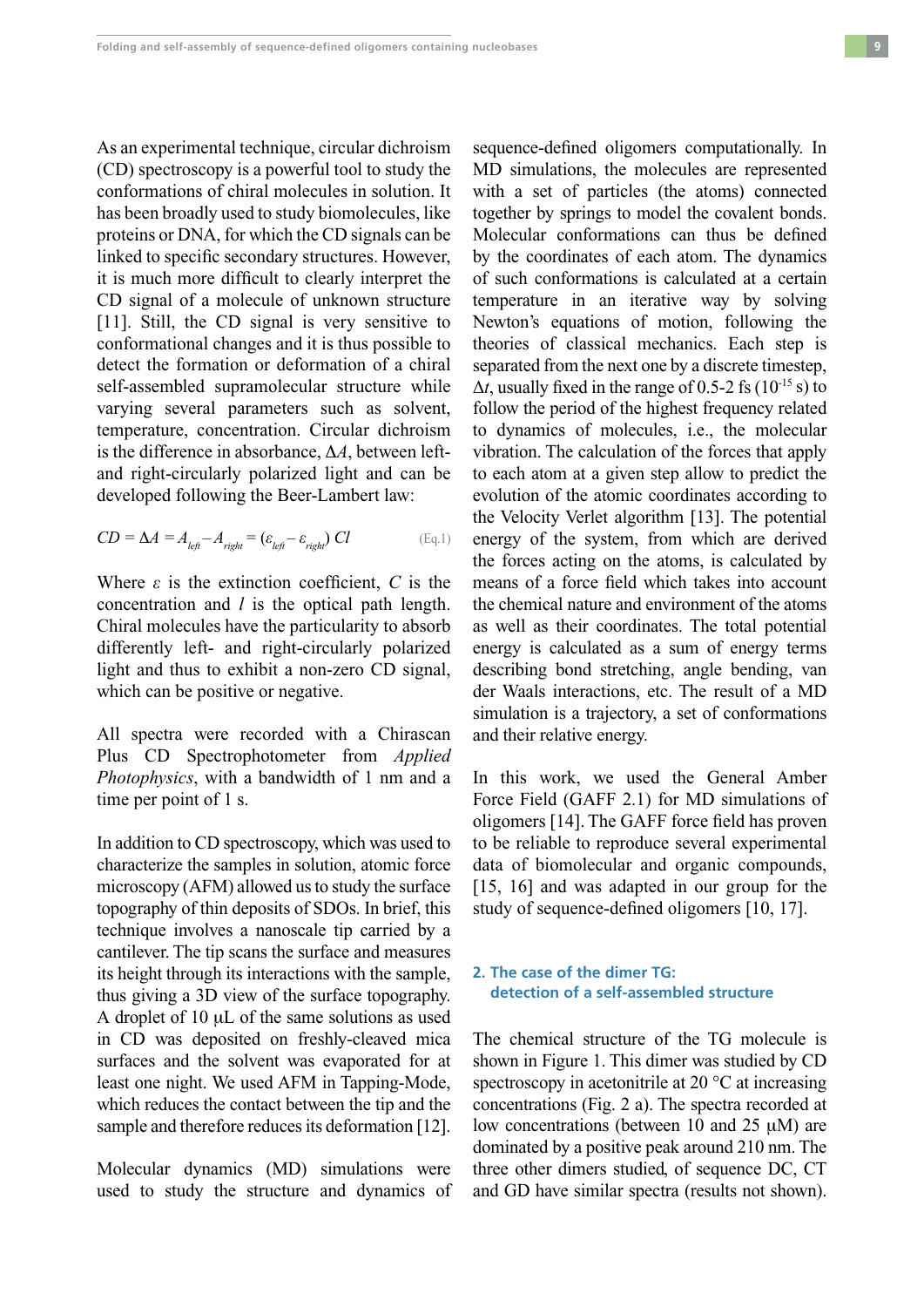As an experimental technique, circular dichroism (CD) spectroscopy is a powerful tool to study the conformations of chiral molecules in solution. It has been broadly used to study biomolecules, like proteins or DNA, for which the CD signals can be linked to specific secondary structures. However, it is much more difficult to clearly interpret the CD signal of a molecule of unknown structure [11]. Still, the CD signal is very sensitive to conformational changes and it is thus possible to detect the formation or deformation of a chiral self-assembled supramolecular structure while varying several parameters such as solvent, temperature, concentration. Circular dichroism is the difference in absorbance, $\Delta A$, between left- and right-circularly polarized light and can be developed following the Beer-Lambert law:

$$CD = \Delta A = A_{left} - A_{right} = (\varepsilon_{left} - \varepsilon_{right})\, Cl \qquad \text{(Eq.1)}$$

Where $\varepsilon$ is the extinction coefficient, $C$ is the concentration and $l$ is the optical path length. Chiral molecules have the particularity to absorb differently left- and right-circularly polarized light and thus to exhibit a non-zero CD signal, which can be positive or negative.

All spectra were recorded with a Chirascan Plus CD Spectrophotometer from *Applied Photophysics*, with a bandwidth of 1 nm and a time per point of 1 s.

In addition to CD spectroscopy, which was used to characterize the samples in solution, atomic force microscopy (AFM) allowed us to study the surface topography of thin deposits of SDOs. In brief, this technique involves a nanoscale tip carried by a cantilever. The tip scans the surface and measures its height through its interactions with the sample, thus giving a 3D view of the surface topography. A droplet of 10 μL of the same solutions as used in CD was deposited on freshly-cleaved mica surfaces and the solvent was evaporated for at least one night. We used AFM in Tapping-Mode, which reduces the contact between the tip and the sample and therefore reduces its deformation [12].

Molecular dynamics (MD) simulations were used to study the structure and dynamics of sequence-defined oligomers computationally. In MD simulations, the molecules are represented with a set of particles (the atoms) connected together by springs to model the covalent bonds. Molecular conformations can thus be defined by the coordinates of each atom. The dynamics of such conformations is calculated at a certain temperature in an iterative way by solving Newton's equations of motion, following the theories of classical mechanics. Each step is separated from the next one by a discrete timestep, $\Delta t$, usually fixed in the range of 0.5-2 fs ($10^{-15}$ s) to follow the period of the highest frequency related to dynamics of molecules, i.e., the molecular vibration. The calculation of the forces that apply to each atom at a given step allow to predict the evolution of the atomic coordinates according to the Velocity Verlet algorithm [13]. The potential energy of the system, from which are derived the forces acting on the atoms, is calculated by means of a force field which takes into account the chemical nature and environment of the atoms as well as their coordinates. The total potential energy is calculated as a sum of energy terms describing bond stretching, angle bending, van der Waals interactions, etc. The result of a MD simulation is a trajectory, a set of conformations and their relative energy.

In this work, we used the General Amber Force Field (GAFF 2.1) for MD simulations of oligomers [14]. The GAFF force field has proven to be reliable to reproduce several experimental data of biomolecular and organic compounds, [15, 16] and was adapted in our group for the study of sequence-defined oligomers [10, 17].

## 2. The case of the dimer TG: detection of a self-assembled structure

The chemical structure of the TG molecule is shown in Figure 1. This dimer was studied by CD spectroscopy in acetonitrile at 20 °C at increasing concentrations (Fig. 2 a). The spectra recorded at low concentrations (between 10 and 25 μM) are dominated by a positive peak around 210 nm. The three other dimers studied, of sequence DC, CT and GD have similar spectra (results not shown).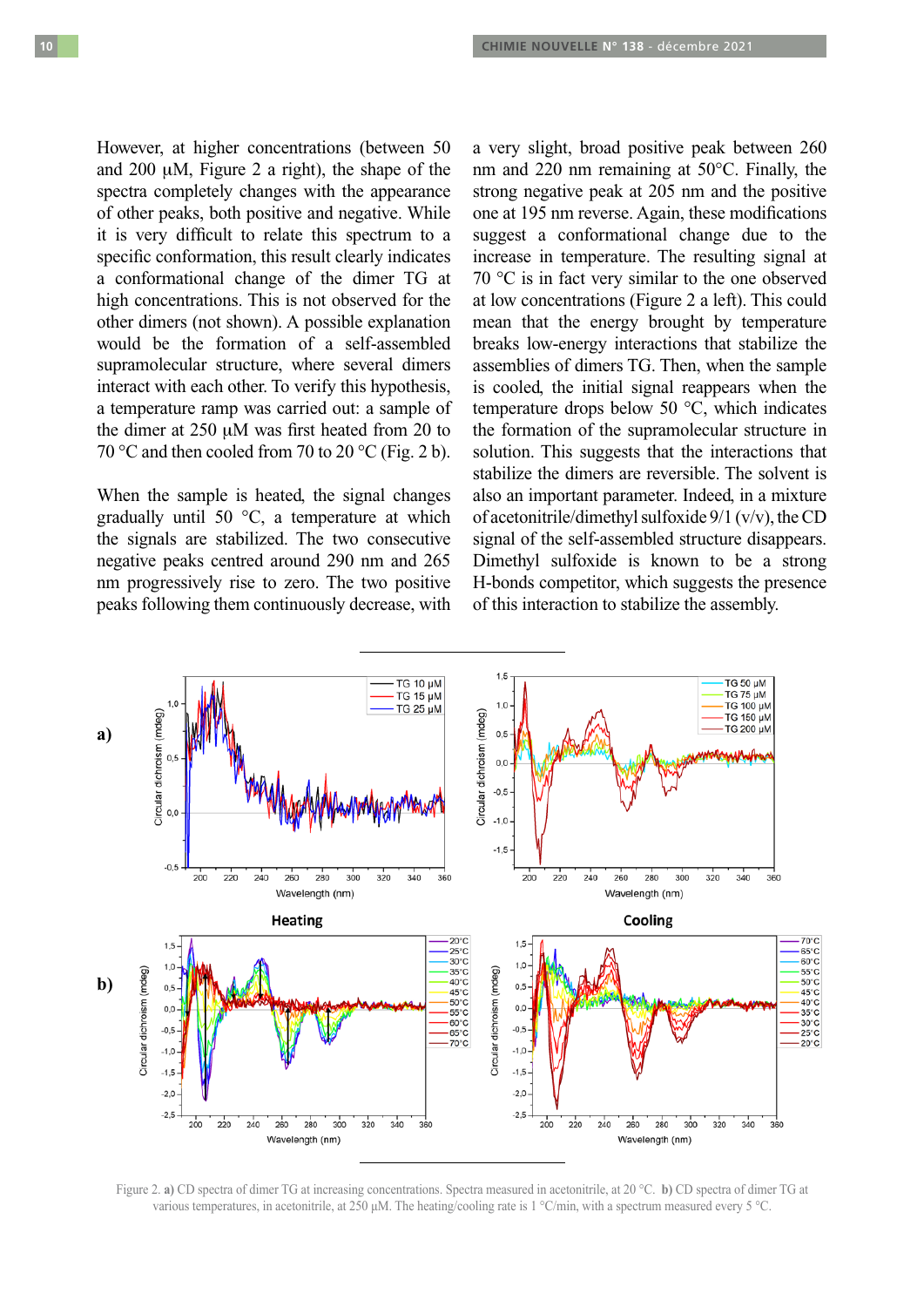However, at higher concentrations (between 50 and 200 µM, Figure 2 a right), the shape of the spectra completely changes with the appearance of other peaks, both positive and negative. While it is very difficult to relate this spectrum to a specific conformation, this result clearly indicates a conformational change of the dimer TG at high concentrations. This is not observed for the other dimers (not shown). A possible explanation would be the formation of a self-assembled supramolecular structure, where several dimers interact with each other. To verify this hypothesis, a temperature ramp was carried out: a sample of the dimer at 250 µM was first heated from 20 to 70 °C and then cooled from 70 to 20 °C (Fig. 2 b).

When the sample is heated, the signal changes gradually until 50 °C, a temperature at which the signals are stabilized. The two consecutive negative peaks centred around 290 nm and 265 nm progressively rise to zero. The two positive peaks following them continuously decrease, with a very slight, broad positive peak between 260 nm and 220 nm remaining at 50°C. Finally, the strong negative peak at 205 nm and the positive one at 195 nm reverse. Again, these modifications suggest a conformational change due to the increase in temperature. The resulting signal at 70 °C is in fact very similar to the one observed at low concentrations (Figure 2 a left). This could mean that the energy brought by temperature breaks low-energy interactions that stabilize the assemblies of dimers TG. Then, when the sample is cooled, the initial signal reappears when the temperature drops below 50 °C, which indicates the formation of the supramolecular structure in solution. This suggests that the interactions that stabilize the dimers are reversible. The solvent is also an important parameter. Indeed, in a mixture of acetonitrile/dimethyl sulfoxide 9/1 (v/v), the CD signal of the self-assembled structure disappears. Dimethyl sulfoxide is known to be a strong H-bonds competitor, which suggests the presence of this interaction to stabilize the assembly.

Figure 2. **a)** CD spectra of dimer TG at increasing concentrations. Spectra measured in acetonitrile, at 20 °C. **b)** CD spectra of dimer TG at various temperatures, in acetonitrile, at 250 µM. The heating/cooling rate is 1 °C/min, with a spectrum measured every 5 °C.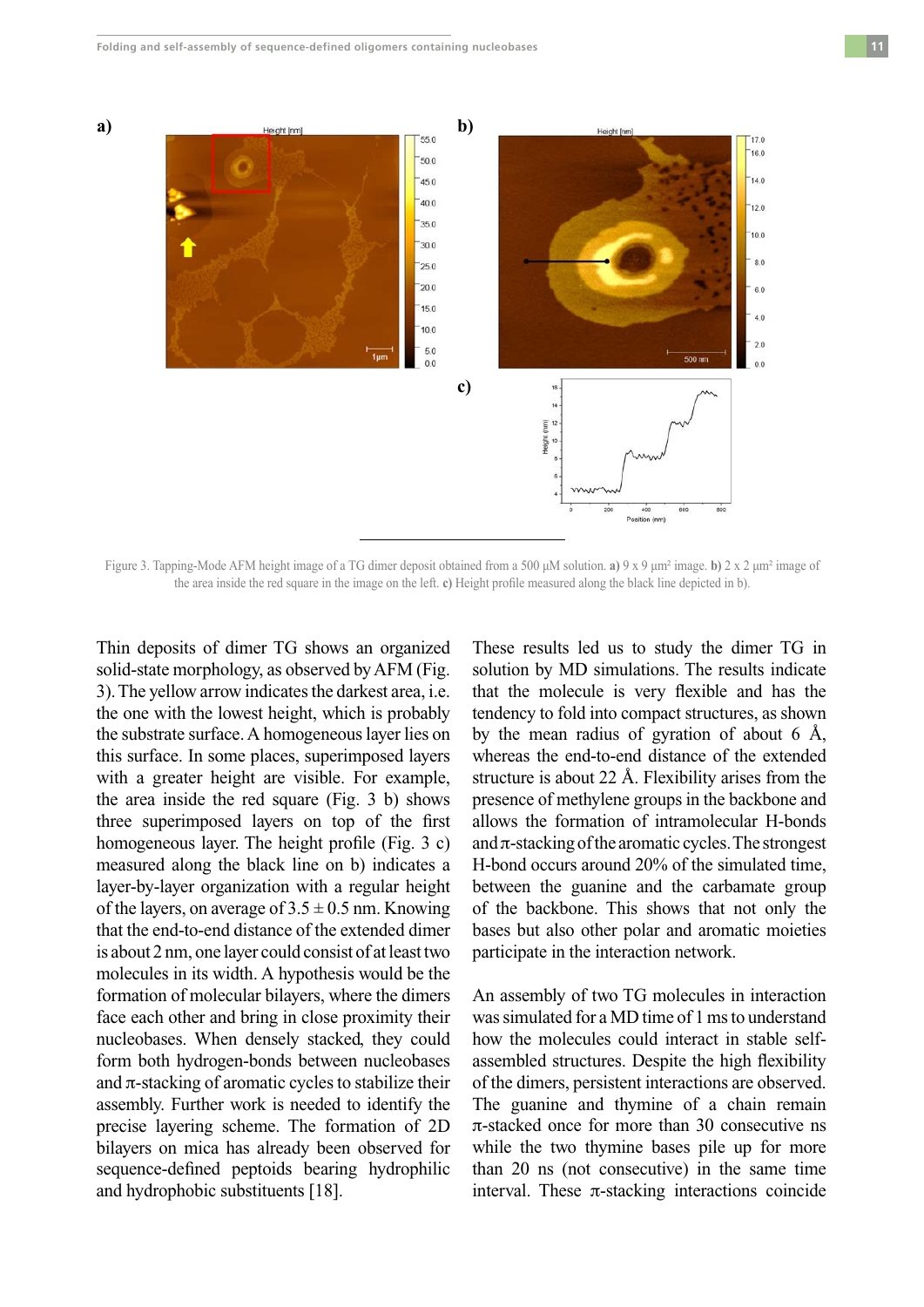Figure 3. Tapping-Mode AFM height image of a TG dimer deposit obtained from a 500 µM solution. **a)** 9 x 9 µm² image. **b)** 2 x 2 µm² image of the area inside the red square in the image on the left. **c)** Height profile measured along the black line depicted in b).

Thin deposits of dimer TG shows an organized solid-state morphology, as observed by AFM (Fig. 3). The yellow arrow indicates the darkest area, i.e. the one with the lowest height, which is probably the substrate surface. A homogeneous layer lies on this surface. In some places, superimposed layers with a greater height are visible. For example, the area inside the red square (Fig. 3 b) shows three superimposed layers on top of the first homogeneous layer. The height profile (Fig. 3 c) measured along the black line on b) indicates a layer-by-layer organization with a regular height of the layers, on average of 3.5 ± 0.5 nm. Knowing that the end-to-end distance of the extended dimer is about 2 nm, one layer could consist of at least two molecules in its width. A hypothesis would be the formation of molecular bilayers, where the dimers face each other and bring in close proximity their nucleobases. When densely stacked, they could form both hydrogen-bonds between nucleobases and π-stacking of aromatic cycles to stabilize their assembly. Further work is needed to identify the precise layering scheme. The formation of 2D bilayers on mica has already been observed for sequence-defined peptoids bearing hydrophilic and hydrophobic substituents [18].

These results led us to study the dimer TG in solution by MD simulations. The results indicate that the molecule is very flexible and has the tendency to fold into compact structures, as shown by the mean radius of gyration of about 6 Å, whereas the end-to-end distance of the extended structure is about 22 Å. Flexibility arises from the presence of methylene groups in the backbone and allows the formation of intramolecular H-bonds and π-stacking of the aromatic cycles. The strongest H-bond occurs around 20% of the simulated time, between the guanine and the carbamate group of the backbone. This shows that not only the bases but also other polar and aromatic moieties participate in the interaction network.

An assembly of two TG molecules in interaction was simulated for a MD time of 1 ms to understand how the molecules could interact in stable self-assembled structures. Despite the high flexibility of the dimers, persistent interactions are observed. The guanine and thymine of a chain remain π-stacked once for more than 30 consecutive ns while the two thymine bases pile up for more than 20 ns (not consecutive) in the same time interval. These π-stacking interactions coincide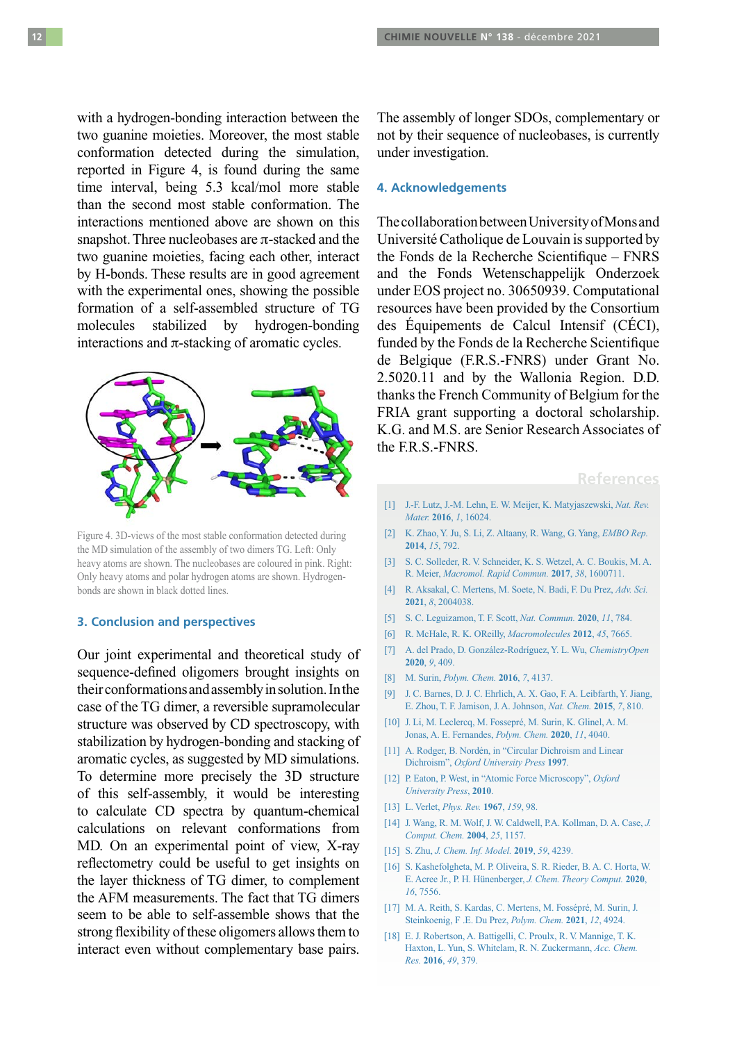with a hydrogen-bonding interaction between the two guanine moieties. Moreover, the most stable conformation detected during the simulation, reported in Figure 4, is found during the same time interval, being 5.3 kcal/mol more stable than the second most stable conformation. The interactions mentioned above are shown on this snapshot. Three nucleobases are π-stacked and the two guanine moieties, facing each other, interact by H-bonds. These results are in good agreement with the experimental ones, showing the possible formation of a self-assembled structure of TG molecules stabilized by hydrogen-bonding interactions and π-stacking of aromatic cycles.

Figure 4. 3D-views of the most stable conformation detected during the MD simulation of the assembly of two dimers TG. Left: Only heavy atoms are shown. The nucleobases are coloured in pink. Right: Only heavy atoms and polar hydrogen atoms are shown. Hydrogen-bonds are shown in black dotted lines.

## 3. Conclusion and perspectives

Our joint experimental and theoretical study of sequence-defined oligomers brought insights on their conformations and assembly in solution. In the case of the TG dimer, a reversible supramolecular structure was observed by CD spectroscopy, with stabilization by hydrogen-bonding and stacking of aromatic cycles, as suggested by MD simulations. To determine more precisely the 3D structure of this self-assembly, it would be interesting to calculate CD spectra by quantum-chemical calculations on relevant conformations from MD. On an experimental point of view, X-ray reflectometry could be useful to get insights on the layer thickness of TG dimer, to complement the AFM measurements. The fact that TG dimers seem to be able to self-assemble shows that the strong flexibility of these oligomers allows them to interact even without complementary base pairs. The assembly of longer SDOs, complementary or not by their sequence of nucleobases, is currently under investigation.

## 4. Acknowledgements

The collaboration between University of Mons and Université Catholique de Louvain is supported by the Fonds de la Recherche Scientifique – FNRS and the Fonds Wetenschappelijk Onderzoek under EOS project no. 30650939. Computational resources have been provided by the Consortium des Équipements de Calcul Intensif (CÉCI), funded by the Fonds de la Recherche Scientifique de Belgique (F.R.S.-FNRS) under Grant No. 2.5020.11 and by the Wallonia Region. D.D. thanks the French Community of Belgium for the FRIA grant supporting a doctoral scholarship. K.G. and M.S. are Senior Research Associates of the F.R.S.-FNRS.

## References

[1] J.-F. Lutz, J.-M. Lehn, E. W. Meijer, K. Matyjaszewski, *Nat. Rev. Mater.* **2016**, *1*, 16024.

[2] K. Zhao, Y. Ju, S. Li, Z. Altaany, R. Wang, G. Yang, *EMBO Rep.* **2014**, *15*, 792.

[3] S. C. Solleder, R. V. Schneider, K. S. Wetzel, A. C. Boukis, M. A. R. Meier, *Macromol. Rapid Commun.* **2017**, *38*, 1600711.

[4] R. Aksakal, C. Mertens, M. Soete, N. Badi, F. Du Prez, *Adv. Sci.* **2021**, *8*, 2004038.

[5] S. C. Leguizamon, T. F. Scott, *Nat. Commun.* **2020**, *11*, 784.

[6] R. McHale, R. K. OReilly, *Macromolecules* **2012**, *45*, 7665.

[7] A. del Prado, D. González-Rodríguez, Y. L. Wu, *ChemistryOpen* **2020**, *9*, 409.

[8] M. Surin, *Polym. Chem.* **2016**, *7*, 4137.

[9] J. C. Barnes, D. J. C. Ehrlich, A. X. Gao, F. A. Leibfarth, Y. Jiang, E. Zhou, T. F. Jamison, J. A. Johnson, *Nat. Chem.* **2015**, *7*, 810.

[10] J. Li, M. Leclercq, M. Fossepré, M. Surin, K. Glinel, A. M. Jonas, A. E. Fernandes, *Polym. Chem.* **2020**, *11*, 4040.

[11] A. Rodger, B. Nordén, in "Circular Dichroism and Linear Dichroism", *Oxford University Press* **1997**.

[12] P. Eaton, P. West, in "Atomic Force Microscopy", *Oxford University Press*, **2010**.

[13] L. Verlet, *Phys. Rev.* **1967**, *159*, 98.

[14] J. Wang, R. M. Wolf, J. W. Caldwell, P.A. Kollman, D. A. Case, *J. Comput. Chem.* **2004**, *25*, 1157.

[15] S. Zhu, *J. Chem. Inf. Model.* **2019**, *59*, 4239.

[16] S. Kashefolgheta, M. P. Oliveira, S. R. Rieder, B. A. C. Horta, W. E. Acree Jr., P. H. Hünenberger, *J. Chem. Theory Comput.* **2020**, *16*, 7556.

[17] M. A. Reith, S. Kardas, C. Mertens, M. Fossépré, M. Surin, J. Steinkoenig, F .E. Du Prez, *Polym. Chem.* **2021**, *12*, 4924.

[18] E. J. Robertson, A. Battigelli, C. Proulx, R. V. Mannige, T. K. Haxton, L. Yun, S. Whitelam, R. N. Zuckermann, *Acc. Chem. Res.* **2016**, *49*, 379.